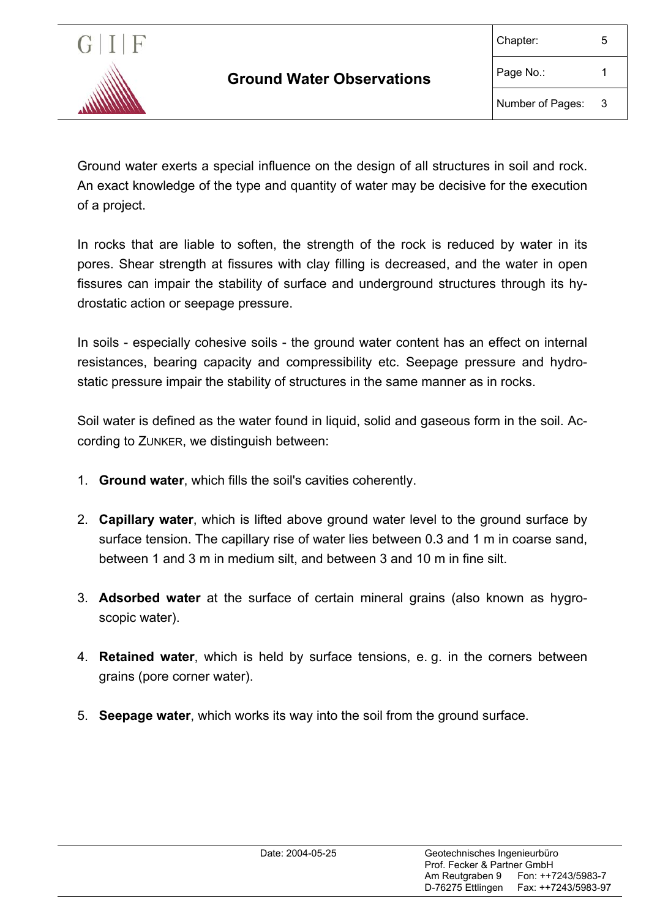# Ground Water Observations

Ground water exerts a special influence on the design of all structures in soil and rock. An exact knowledge of the type and quantity of water may be decisive for the execution of a project.

In rocks that are liable to soften, the strength of the rock is reduced by water in its pores. Shear strength at fissures with clay filling is decreased, and the water in open fissures can impair the stability of surface and underground structures through its hydrostatic action or seepage pressure.

In soils - especially cohesive soils - the ground water content has an effect on internal resistances, bearing capacity and compressibility etc. Seepage pressure and hydrostatic pressure impair the stability of structures in the same manner as in rocks.

Soil water is defined as the water found in liquid, solid and gaseous form in the soil. According to ZUNKER, we distinguish between:

1. **Ground water**, which fills the soil's cavities coherently.

2. **Capillary water**, which is lifted above ground water level to the ground surface by surface tension. The capillary rise of water lies between 0.3 and 1 m in coarse sand, between 1 and 3 m in medium silt, and between 3 and 10 m in fine silt.

3. **Adsorbed water** at the surface of certain mineral grains (also known as hygroscopic water).

4. **Retained water**, which is held by surface tensions, e. g. in the corners between grains (pore corner water).

5. **Seepage water**, which works its way into the soil from the ground surface.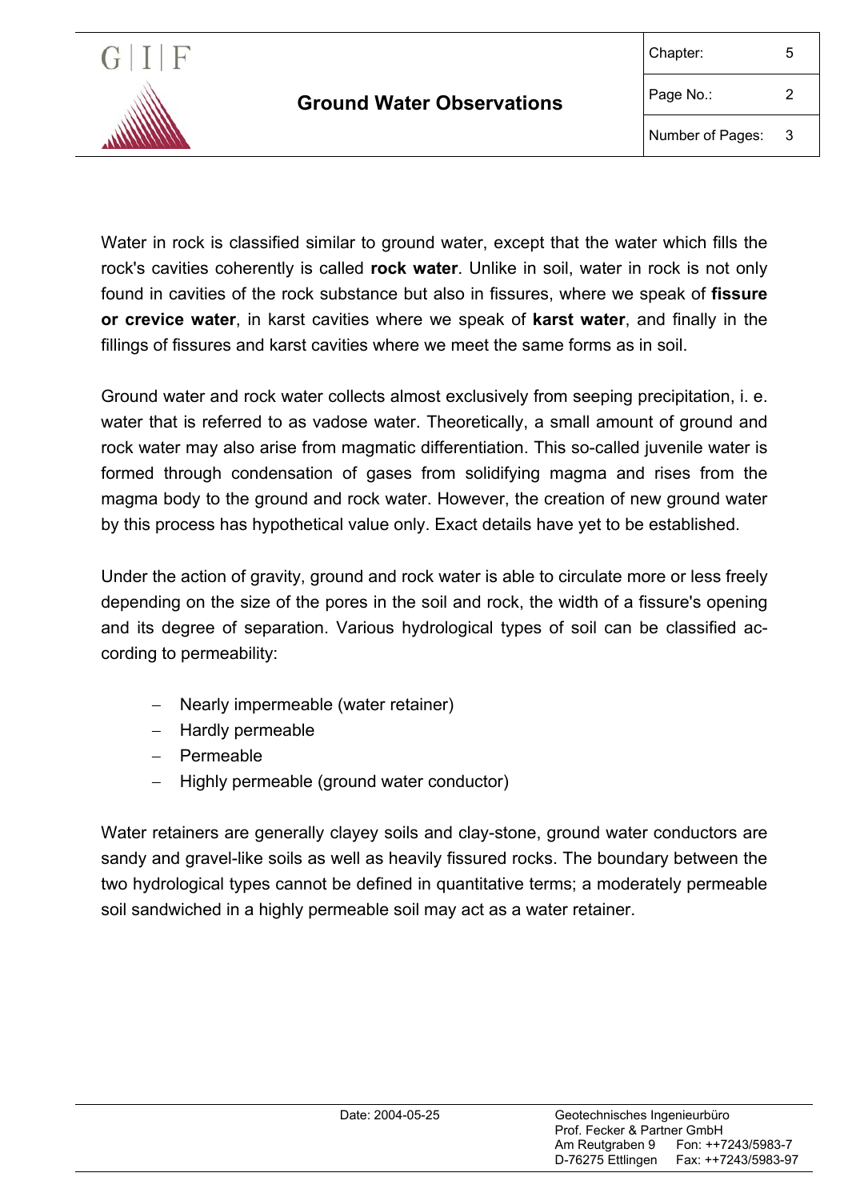Water in rock is classified similar to ground water, except that the water which fills the rock's cavities coherently is called **rock water**. Unlike in soil, water in rock is not only found in cavities of the rock substance but also in fissures, where we speak of **fissure or crevice water**, in karst cavities where we speak of **karst water**, and finally in the fillings of fissures and karst cavities where we meet the same forms as in soil.

Ground water and rock water collects almost exclusively from seeping precipitation, i. e. water that is referred to as vadose water. Theoretically, a small amount of ground and rock water may also arise from magmatic differentiation. This so-called juvenile water is formed through condensation of gases from solidifying magma and rises from the magma body to the ground and rock water. However, the creation of new ground water by this process has hypothetical value only. Exact details have yet to be established.

Under the action of gravity, ground and rock water is able to circulate more or less freely depending on the size of the pores in the soil and rock, the width of a fissure's opening and its degree of separation. Various hydrological types of soil can be classified according to permeability:

- Nearly impermeable (water retainer)
- Hardly permeable
- Permeable
- Highly permeable (ground water conductor)

Water retainers are generally clayey soils and clay-stone, ground water conductors are sandy and gravel-like soils as well as heavily fissured rocks. The boundary between the two hydrological types cannot be defined in quantitative terms; a moderately permeable soil sandwiched in a highly permeable soil may act as a water retainer.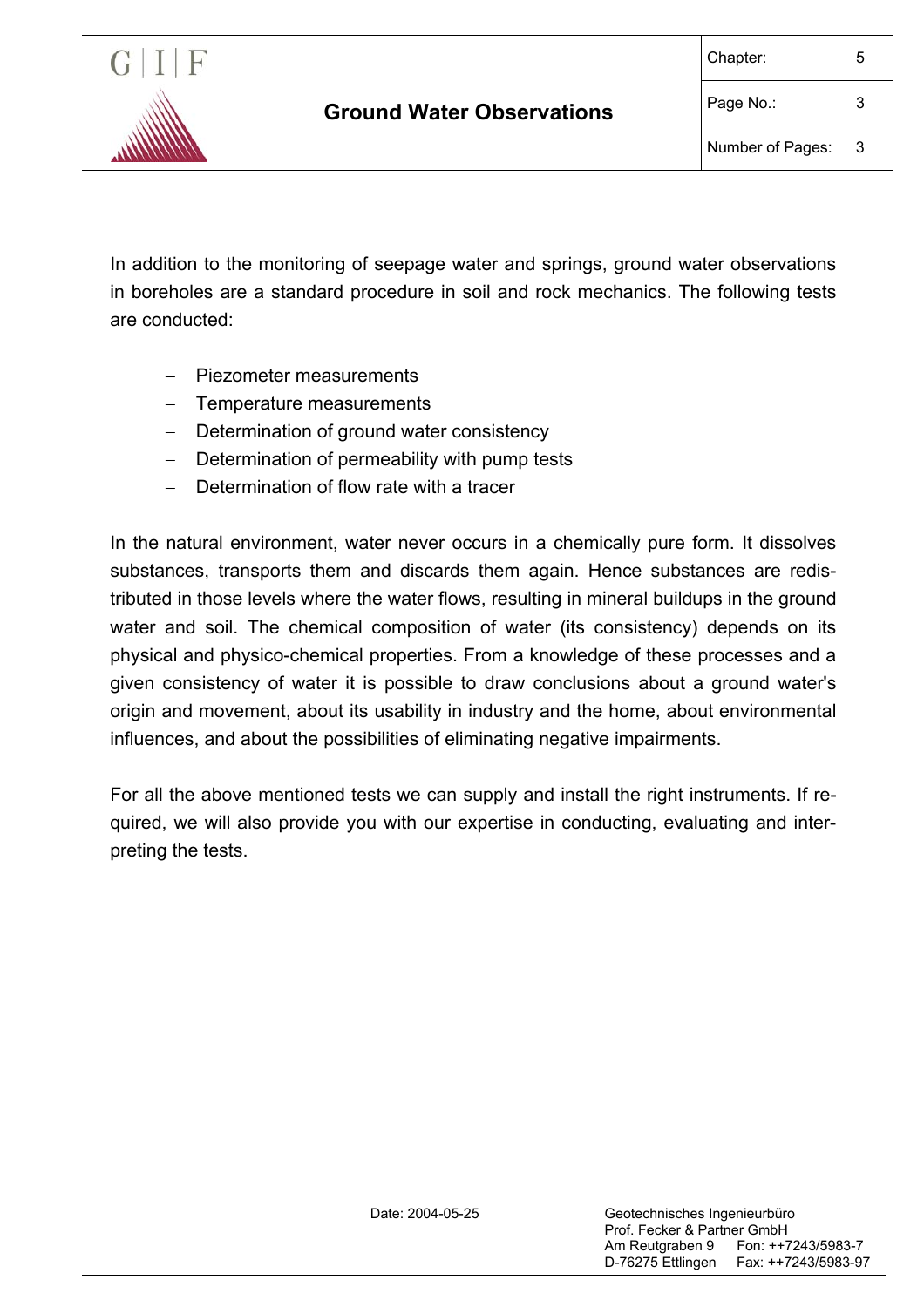In addition to the monitoring of seepage water and springs, ground water observations in boreholes are a standard procedure in soil and rock mechanics. The following tests are conducted:

- Piezometer measurements
- Temperature measurements
- Determination of ground water consistency
- Determination of permeability with pump tests
- Determination of flow rate with a tracer

In the natural environment, water never occurs in a chemically pure form. It dissolves substances, transports them and discards them again. Hence substances are redistributed in those levels where the water flows, resulting in mineral buildups in the ground water and soil. The chemical composition of water (its consistency) depends on its physical and physico-chemical properties. From a knowledge of these processes and a given consistency of water it is possible to draw conclusions about a ground water's origin and movement, about its usability in industry and the home, about environmental influences, and about the possibilities of eliminating negative impairments.

For all the above mentioned tests we can supply and install the right instruments. If required, we will also provide you with our expertise in conducting, evaluating and interpreting the tests.